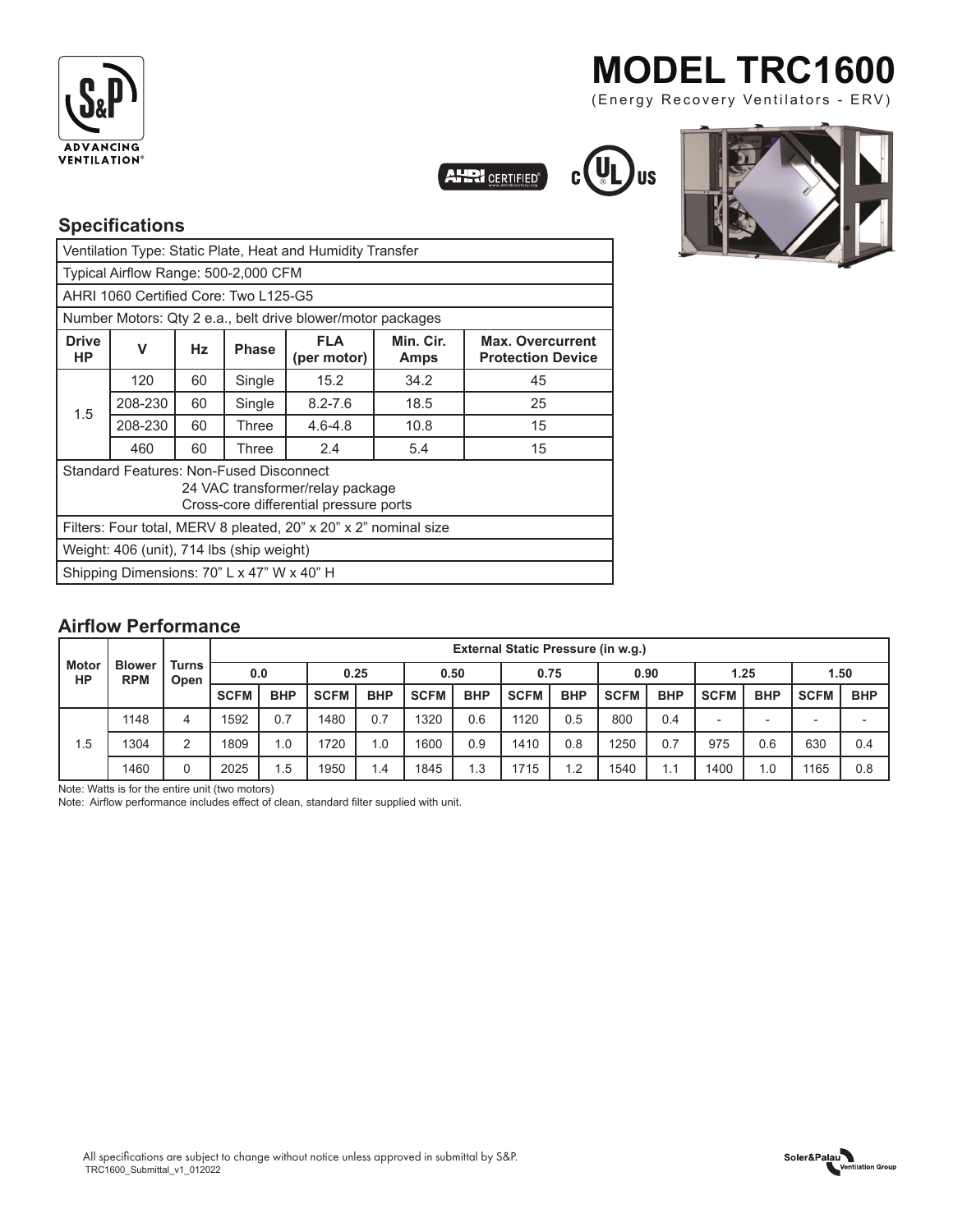# MODEL TRC1600

(Energy Recovery Ventilators - ERV)

## Specifications

| Ventilation Type: Static Plate, Heat and Humidity Transfer | | | | | | |
|---|---|---|---|---|---|---|
| Typical Airflow Range: 500-2,000 CFM | | | | | | |
| AHRI 1060 Certified Core: Two L125-G5 | | | | | | |
| Number Motors: Qty 2 e.a., belt drive blower/motor packages | | | | | | |
| **Drive HP** | **V** | **Hz** | **Phase** | **FLA (per motor)** | **Min. Cir. Amps** | **Max. Overcurrent Protection Device** |
| 1.5 | 120 | 60 | Single | 15.2 | 34.2 | 45 |
| | 208-230 | 60 | Single | 8.2-7.6 | 18.5 | 25 |
| | 208-230 | 60 | Three | 4.6-4.8 | 10.8 | 15 |
| | 460 | 60 | Three | 2.4 | 5.4 | 15 |
| Standard Features: Non-Fused Disconnect<br>24 VAC transformer/relay package<br>Cross-core differential pressure ports | | | | | | |
| Filters: Four total, MERV 8 pleated, 20" x 20" x 2" nominal size | | | | | | |
| Weight: 406 (unit), 714 lbs (ship weight) | | | | | | |
| Shipping Dimensions: 70" L x 47" W x 40" H | | | | | | |

## Airflow Performance

| Motor HP | Blower RPM | Turns Open | External Static Pressure (in w.g.) | | | | | | | | | | | | | |
|---|---|---|---|---|---|---|---|---|---|---|---|---|---|---|---|---|
| | | | 0.0 | | 0.25 | | 0.50 | | 0.75 | | 0.90 | | 1.25 | | 1.50 | |
| | | | **SCFM** | **BHP** | **SCFM** | **BHP** | **SCFM** | **BHP** | **SCFM** | **BHP** | **SCFM** | **BHP** | **SCFM** | **BHP** | **SCFM** | **BHP** |
| 1.5 | 1148 | 4 | 1592 | 0.7 | 1480 | 0.7 | 1320 | 0.6 | 1120 | 0.5 | 800 | 0.4 | - | - | - | - |
| | 1304 | 2 | 1809 | 1.0 | 1720 | 1.0 | 1600 | 0.9 | 1410 | 0.8 | 1250 | 0.7 | 975 | 0.6 | 630 | 0.4 |
| | 1460 | 0 | 2025 | 1.5 | 1950 | 1.4 | 1845 | 1.3 | 1715 | 1.2 | 1540 | 1.1 | 1400 | 1.0 | 1165 | 0.8 |

Note: Watts is for the entire unit (two motors)

Note: Airflow performance includes effect of clean, standard filter supplied with unit.

All specifications are subject to change without notice unless approved in submittal by S&P.

TRC1600_Submittal_v1_012022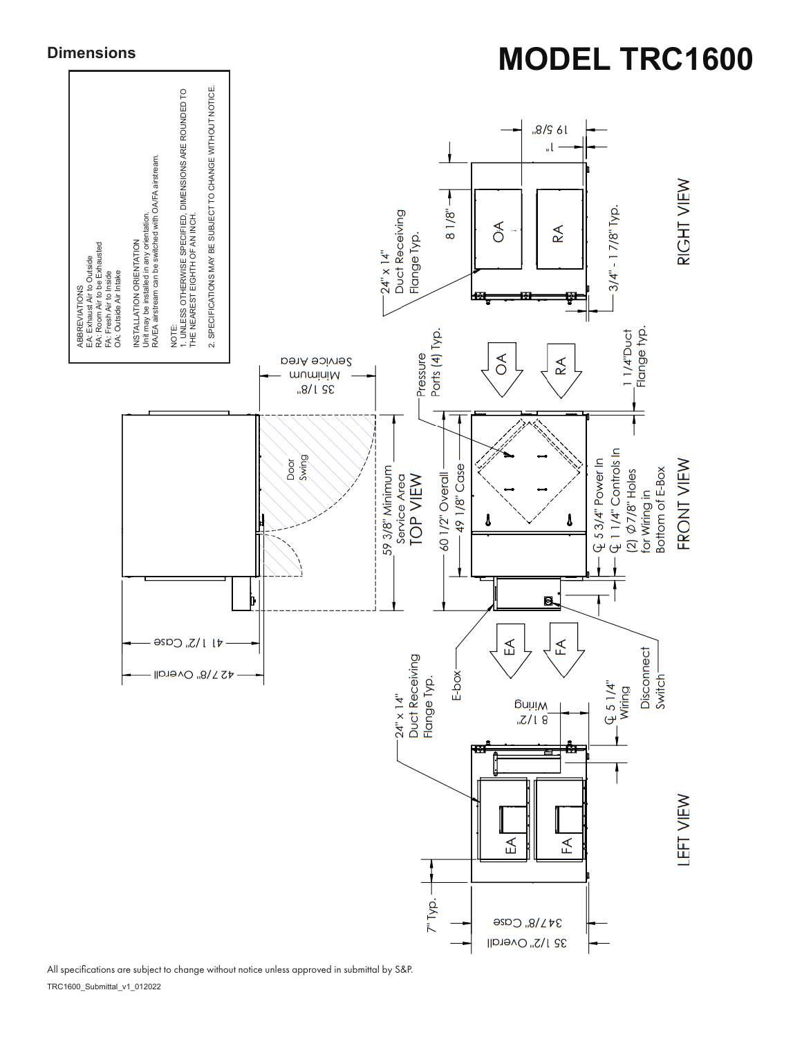## Dimensions

# MODEL TRC1600

ABBREVIATIONS
EA: Exhaust Air to Outside
RA: Room Air to be Exhausted
FA: Fresh Air to Inside
OA: Outside Air Intake

INSTALLATION ORIENTATION
Unit may be installed in any orientation.
RA/EA airstream can be switched with OA/FA airstream.

NOTE:
1. UNLESS OTHERWISE SPECIFIED, DIMENSIONS ARE ROUNDED TO THE NEAREST EIGHTH OF AN INCH.
2. SPECIFICATIONS MAY BE SUBJECT TO CHANGE WITHOUT NOTICE.

TOP VIEW

35 1/8" Minimum Service Area
Door Swing
59 3/8" Minimum Service Area
41 1/2" Case
42 7/8" Overall

RIGHT VIEW

19 5/8"
1"
8 1/8"
24" x 14" Duct Receiving Flange Typ.
OA
RA
3/4" - 1 7/8" Typ.

FRONT VIEW

Pressure Ports (4) Typ.
OA
RA
1 1/4"Duct Flange typ.
60 1/2" Overall
49 1/8" Case
℄ 5 3/4" Power In
℄ 1 1/4" Controls In
(2) Ø 7/8" Holes for Wiring in Bottom of E-Box
E-box
EA
FA
Disconnect Switch

LEFT VIEW

24" x 14" Duct Receiving Flange Typ.
8 1/2" Wiring
℄ 5 1/4" Wiring
EA
FA
7" Typ.
34 7/8" Case
35 1/2" Overall

All specifications are subject to change without notice unless approved in submittal by S&P.

TRC1600_Submittal_v1_012022